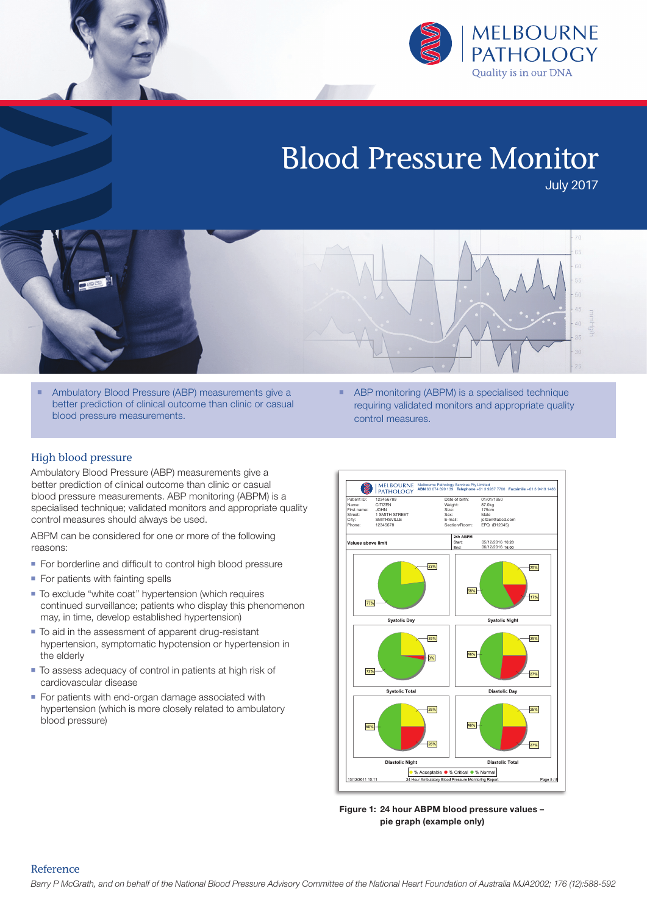MELBOURNE PATHOLOGY
Quality is in our DNA

# Blood Pressure Monitor

July 2017

- Ambulatory Blood Pressure (ABP) measurements give a better prediction of clinical outcome than clinic or casual blood pressure measurements.
- ABP monitoring (ABPM) is a specialised technique requiring validated monitors and appropriate quality control measures.

## High blood pressure

Ambulatory Blood Pressure (ABP) measurements give a better prediction of clinical outcome than clinic or casual blood pressure measurements. ABP monitoring (ABPM) is a specialised technique; validated monitors and appropriate quality control measures should always be used.

ABPM can be considered for one or more of the following reasons:

- For borderline and difficult to control high blood pressure
- For patients with fainting spells
- To exclude "white coat" hypertension (which requires continued surveillance; patients who display this phenomenon may, in time, develop established hypertension)
- To aid in the assessment of apparent drug-resistant hypertension, symptomatic hypotension or hypertension in the elderly
- To assess adequacy of control in patients at high risk of cardiovascular disease
- For patients with end-organ damage associated with hypertension (which is more closely related to ambulatory blood pressure)

**Figure 1: 24 hour ABPM blood pressure values – pie graph (example only)**

## Reference

*Barry P McGrath, and on behalf of the National Blood Pressure Advisory Committee of the National Heart Foundation of Australia MJA2002; 176 (12):588-592*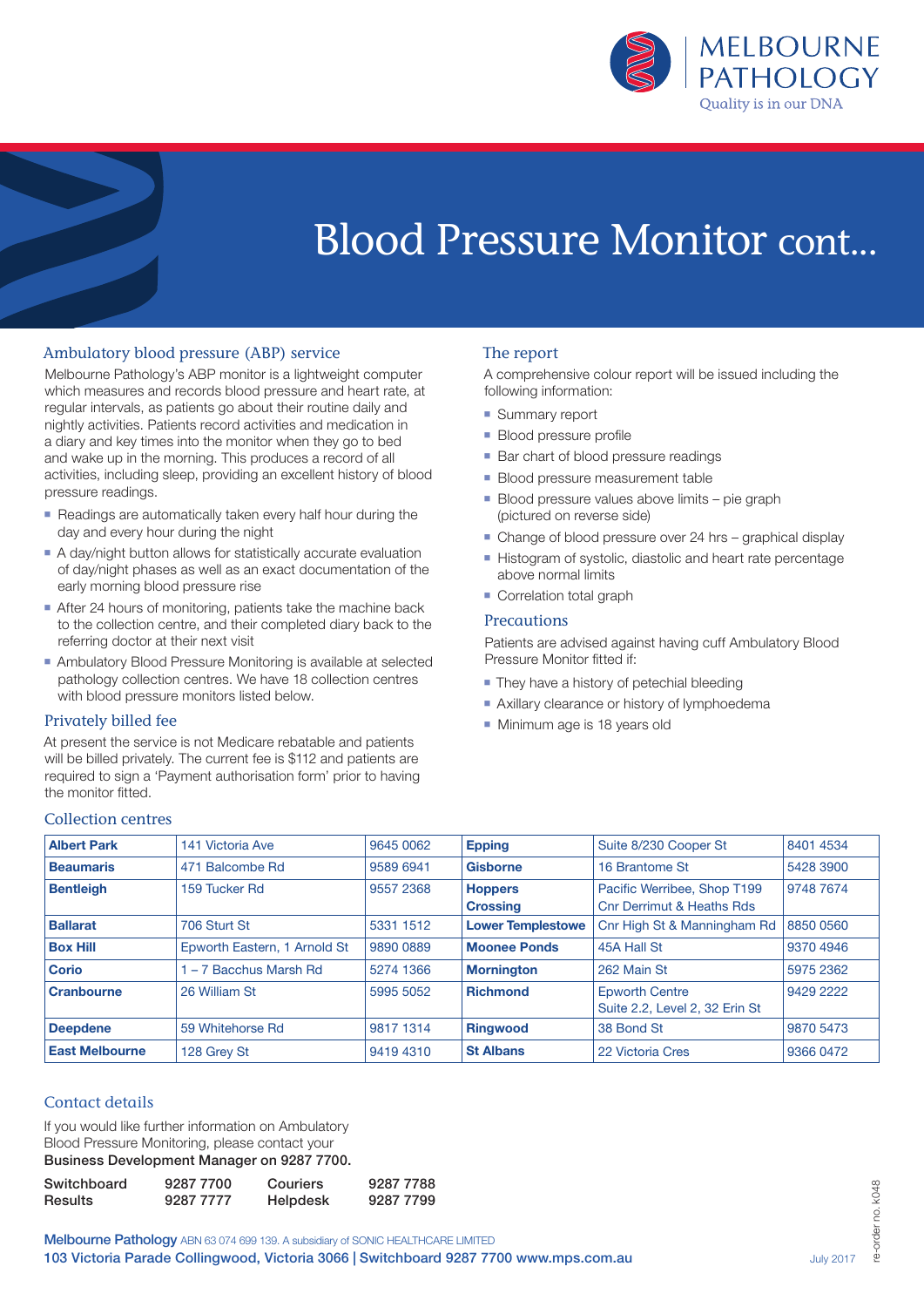MELBOURNE PATHOLOGY

Quality is in our DNA

# Blood Pressure Monitor cont...

## Ambulatory blood pressure (ABP) service

Melbourne Pathology's ABP monitor is a lightweight computer which measures and records blood pressure and heart rate, at regular intervals, as patients go about their routine daily and nightly activities. Patients record activities and medication in a diary and key times into the monitor when they go to bed and wake up in the morning. This produces a record of all activities, including sleep, providing an excellent history of blood pressure readings.

- Readings are automatically taken every half hour during the day and every hour during the night
- A day/night button allows for statistically accurate evaluation of day/night phases as well as an exact documentation of the early morning blood pressure rise
- After 24 hours of monitoring, patients take the machine back to the collection centre, and their completed diary back to the referring doctor at their next visit
- Ambulatory Blood Pressure Monitoring is available at selected pathology collection centres. We have 18 collection centres with blood pressure monitors listed below.

## Privately billed fee

At present the service is not Medicare rebatable and patients will be billed privately. The current fee is $112 and patients are required to sign a 'Payment authorisation form' prior to having the monitor fitted.

## The report

A comprehensive colour report will be issued including the following information:

- Summary report
- Blood pressure profile
- Bar chart of blood pressure readings
- Blood pressure measurement table
- Blood pressure values above limits – pie graph (pictured on reverse side)
- Change of blood pressure over 24 hrs – graphical display
- Histogram of systolic, diastolic and heart rate percentage above normal limits
- Correlation total graph

## Precautions

Patients are advised against having cuff Ambulatory Blood Pressure Monitor fitted if:

- They have a history of petechial bleeding
- Axillary clearance or history of lymphoedema
- Minimum age is 18 years old

## Collection centres

| | | | | | |
|---|---|---|---|---|---|
| **Albert Park** | 141 Victoria Ave | 9645 0062 | **Epping** | Suite 8/230 Cooper St | 8401 4534 |
| **Beaumaris** | 471 Balcombe Rd | 9589 6941 | **Gisborne** | 16 Brantome St | 5428 3900 |
| **Bentleigh** | 159 Tucker Rd | 9557 2368 | **Hoppers Crossing** | Pacific Werribee, Shop T199 Cnr Derrimut & Heaths Rds | 9748 7674 |
| **Ballarat** | 706 Sturt St | 5331 1512 | **Lower Templestowe** | Cnr High St & Manningham Rd | 8850 0560 |
| **Box Hill** | Epworth Eastern, 1 Arnold St | 9890 0889 | **Moonee Ponds** | 45A Hall St | 9370 4946 |
| **Corio** | 1 – 7 Bacchus Marsh Rd | 5274 1366 | **Mornington** | 262 Main St | 5975 2362 |
| **Cranbourne** | 26 William St | 5995 5052 | **Richmond** | Epworth Centre Suite 2.2, Level 2, 32 Erin St | 9429 2222 |
| **Deepdene** | 59 Whitehorse Rd | 9817 1314 | **Ringwood** | 38 Bond St | 9870 5473 |
| **East Melbourne** | 128 Grey St | 9419 4310 | **St Albans** | 22 Victoria Cres | 9366 0472 |

## Contact details

If you would like further information on Ambulatory Blood Pressure Monitoring, please contact your **Business Development Manager on 9287 7700.**

| | | | |
|---|---|---|---|
| **Switchboard** | **9287 7700** | **Couriers** | **9287 7788** |
| **Results** | **9287 7777** | **Helpdesk** | **9287 7799** |

**Melbourne Pathology** ABN 63 074 699 139. A subsidiary of SONIC HEALTHCARE LIMITED
**103 Victoria Parade Collingwood, Victoria 3066 | Switchboard 9287 7700 www.mps.com.au**

July 2017

re-order no. k048